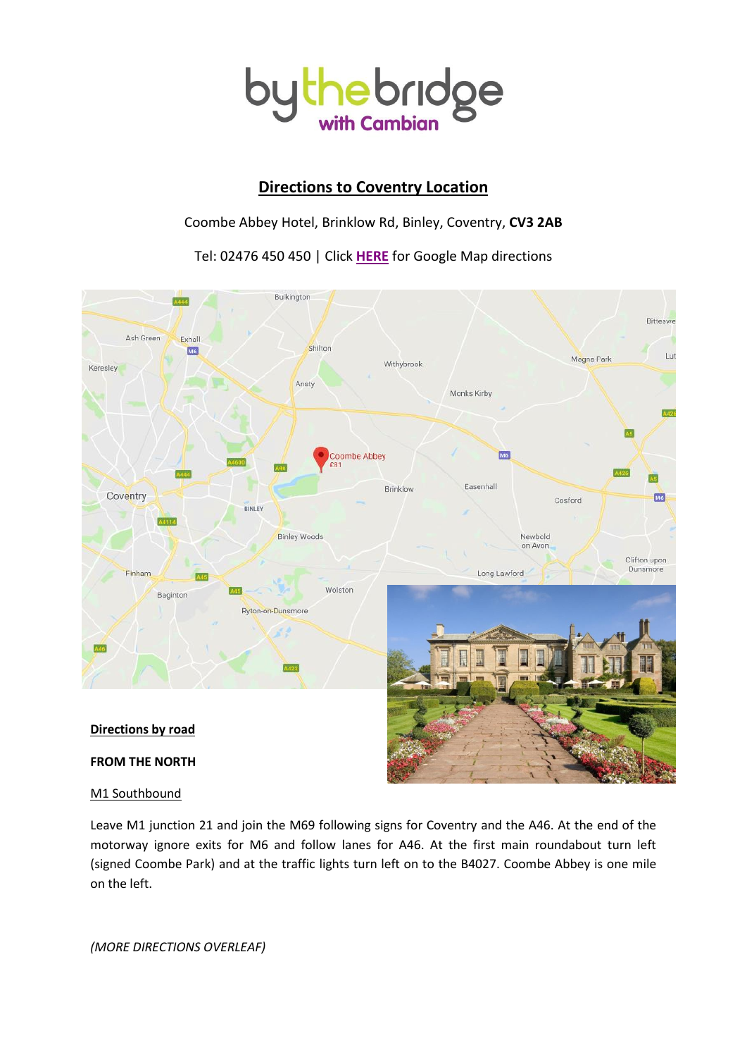# bythebridge with Cambian

## Directions to Coventry Location

Coombe Abbey Hotel, Brinklow Rd, Binley, Coventry, **CV3 2AB**

Tel: 02476 450 450 | Click **HERE** for Google Map directions

### Directions by road

**FROM THE NORTH**

M1 Southbound

Leave M1 junction 21 and join the M69 following signs for Coventry and the A46. At the end of the motorway ignore exits for M6 and follow lanes for A46. At the first main roundabout turn left (signed Coombe Park) and at the traffic lights turn left on to the B4027. Coombe Abbey is one mile on the left.

*(MORE DIRECTIONS OVERLEAF)*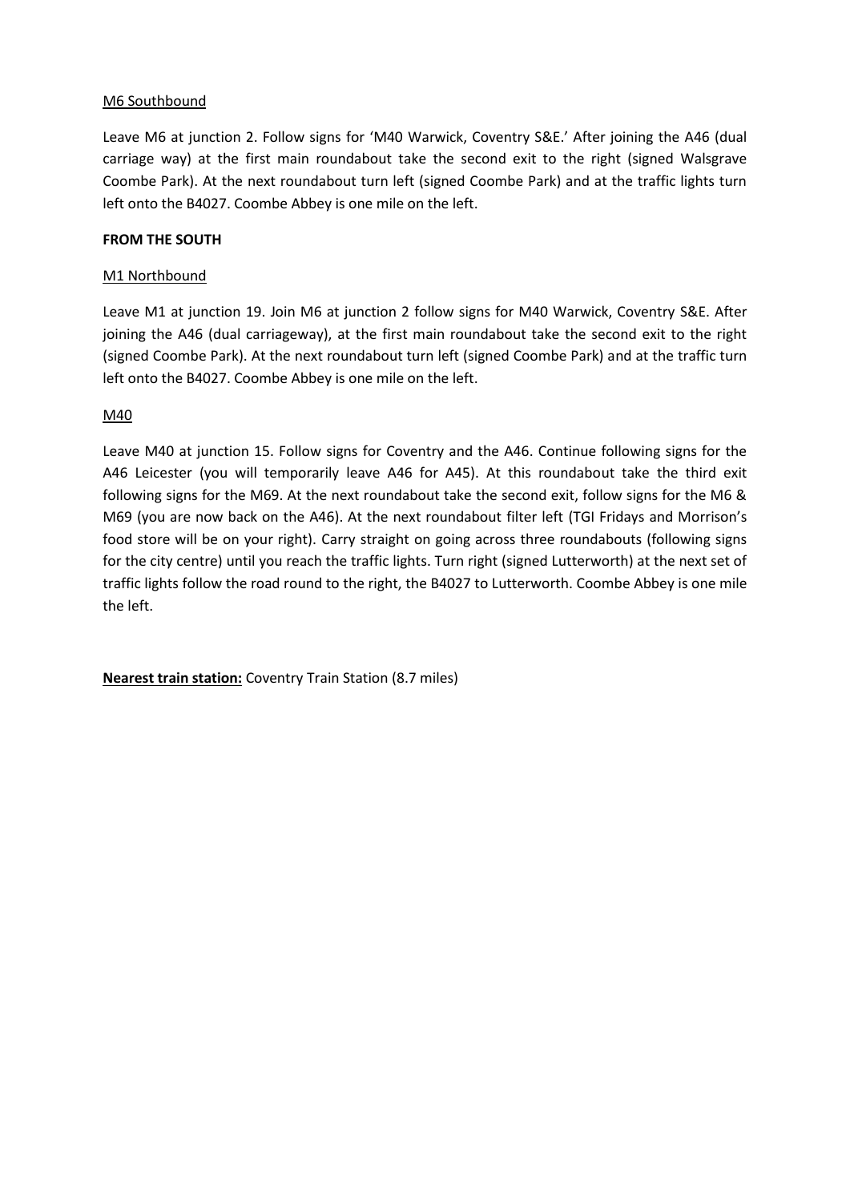M6 Southbound

Leave M6 at junction 2. Follow signs for 'M40 Warwick, Coventry S&E.' After joining the A46 (dual carriage way) at the first main roundabout take the second exit to the right (signed Walsgrave Coombe Park). At the next roundabout turn left (signed Coombe Park) and at the traffic lights turn left onto the B4027. Coombe Abbey is one mile on the left.

**FROM THE SOUTH**

M1 Northbound

Leave M1 at junction 19. Join M6 at junction 2 follow signs for M40 Warwick, Coventry S&E. After joining the A46 (dual carriageway), at the first main roundabout take the second exit to the right (signed Coombe Park). At the next roundabout turn left (signed Coombe Park) and at the traffic turn left onto the B4027. Coombe Abbey is one mile on the left.

M40

Leave M40 at junction 15. Follow signs for Coventry and the A46. Continue following signs for the A46 Leicester (you will temporarily leave A46 for A45). At this roundabout take the third exit following signs for the M69. At the next roundabout take the second exit, follow signs for the M6 & M69 (you are now back on the A46). At the next roundabout filter left (TGI Fridays and Morrison's food store will be on your right). Carry straight on going across three roundabouts (following signs for the city centre) until you reach the traffic lights. Turn right (signed Lutterworth) at the next set of traffic lights follow the road round to the right, the B4027 to Lutterworth. Coombe Abbey is one mile the left.

**Nearest train station:** Coventry Train Station (8.7 miles)